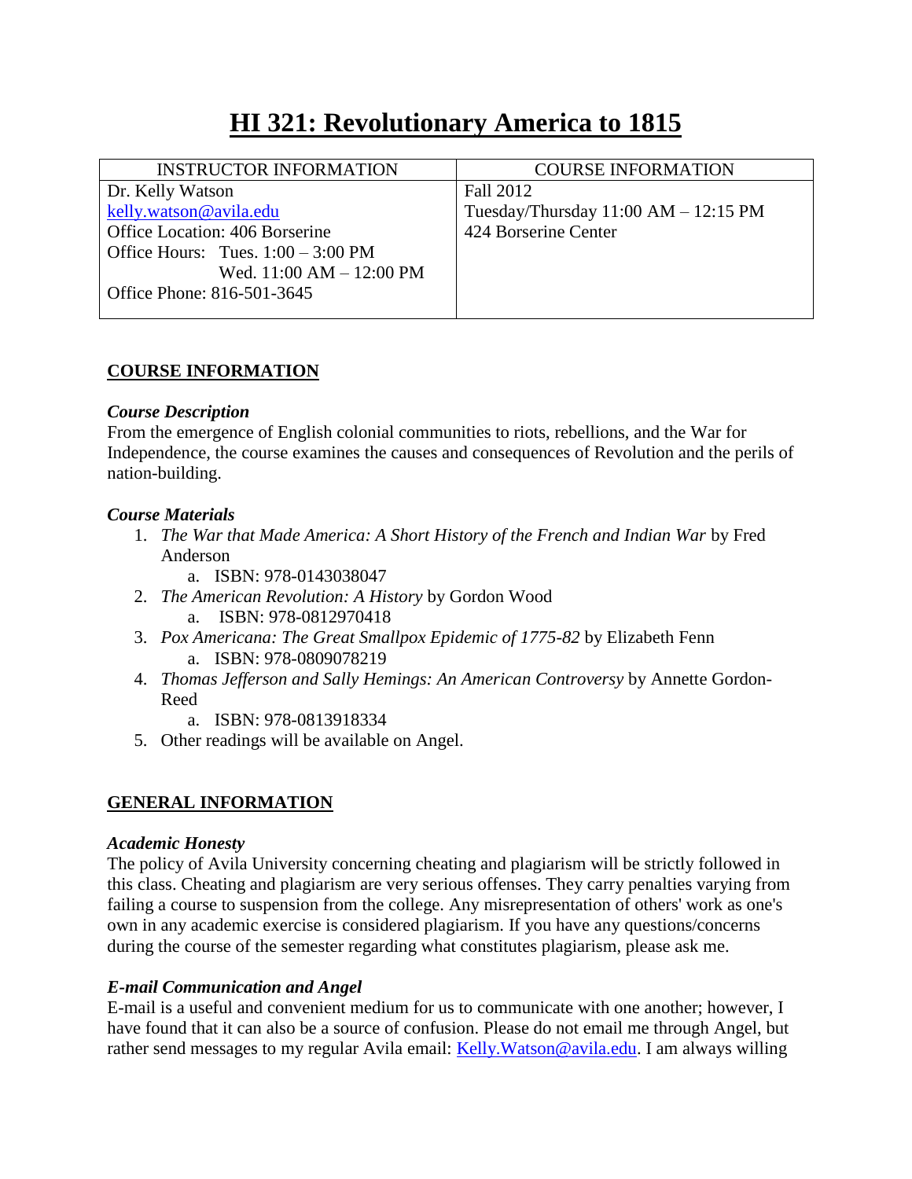# HI 321: Revolutionary America to 1815

| INSTRUCTOR INFORMATION | COURSE INFORMATION |
|---|---|
| Dr. Kelly Watson<br>kelly.watson@avila.edu<br>Office Location: 406 Borserine<br>Office Hours: Tues. 1:00 – 3:00 PM<br>Wed. 11:00 AM – 12:00 PM<br>Office Phone: 816-501-3645 | Fall 2012<br>Tuesday/Thursday 11:00 AM – 12:15 PM<br>424 Borserine Center |

## COURSE INFORMATION

### *Course Description*

From the emergence of English colonial communities to riots, rebellions, and the War for Independence, the course examines the causes and consequences of Revolution and the perils of nation-building.

### *Course Materials*

1. *The War that Made America: A Short History of the French and Indian War* by Fred Anderson
    a. ISBN: 978-0143038047
2. *The American Revolution: A History* by Gordon Wood
    a. ISBN: 978-0812970418
3. *Pox Americana: The Great Smallpox Epidemic of 1775-82* by Elizabeth Fenn
    a. ISBN: 978-0809078219
4. *Thomas Jefferson and Sally Hemings: An American Controversy* by Annette Gordon-Reed
    a. ISBN: 978-0813918334
5. Other readings will be available on Angel.

## GENERAL INFORMATION

### *Academic Honesty*

The policy of Avila University concerning cheating and plagiarism will be strictly followed in this class. Cheating and plagiarism are very serious offenses. They carry penalties varying from failing a course to suspension from the college. Any misrepresentation of others' work as one's own in any academic exercise is considered plagiarism. If you have any questions/concerns during the course of the semester regarding what constitutes plagiarism, please ask me.

### *E-mail Communication and Angel*

E-mail is a useful and convenient medium for us to communicate with one another; however, I have found that it can also be a source of confusion. Please do not email me through Angel, but rather send messages to my regular Avila email: Kelly.Watson@avila.edu. I am always willing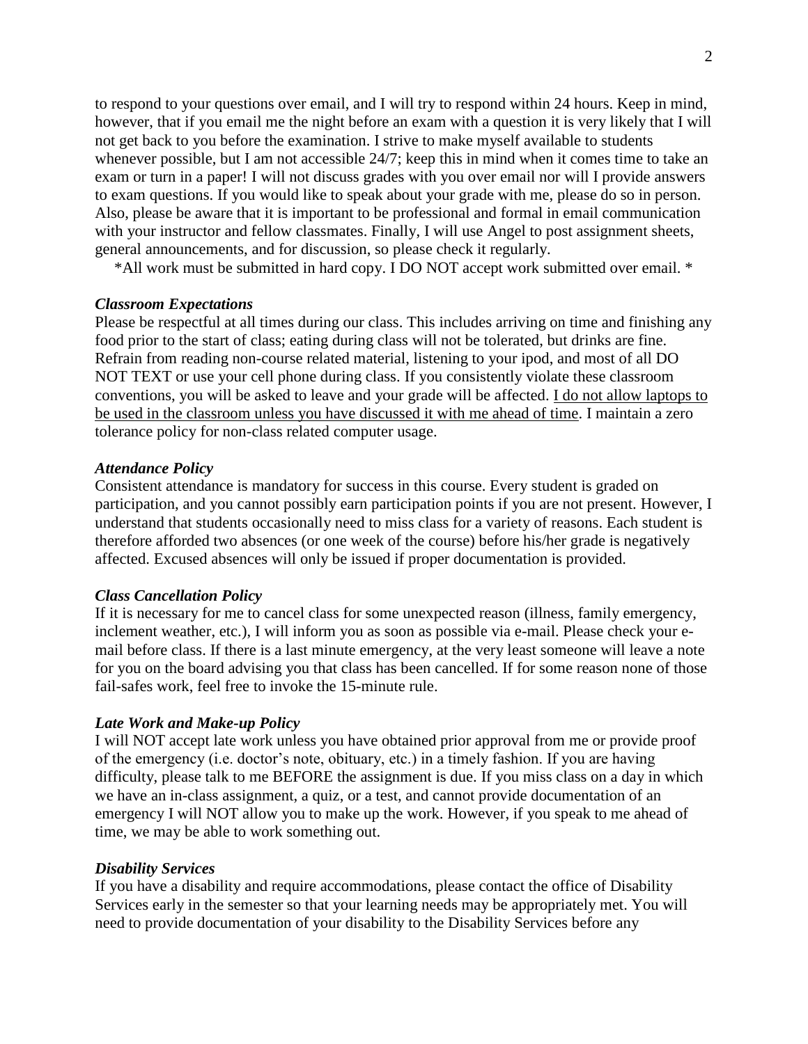to respond to your questions over email, and I will try to respond within 24 hours. Keep in mind, however, that if you email me the night before an exam with a question it is very likely that I will not get back to you before the examination. I strive to make myself available to students whenever possible, but I am not accessible 24/7; keep this in mind when it comes time to take an exam or turn in a paper! I will not discuss grades with you over email nor will I provide answers to exam questions. If you would like to speak about your grade with me, please do so in person. Also, please be aware that it is important to be professional and formal in email communication with your instructor and fellow classmates. Finally, I will use Angel to post assignment sheets, general announcements, and for discussion, so please check it regularly.

*All work must be submitted in hard copy. I DO NOT accept work submitted over email. *

***Classroom Expectations***

Please be respectful at all times during our class. This includes arriving on time and finishing any food prior to the start of class; eating during class will not be tolerated, but drinks are fine. Refrain from reading non-course related material, listening to your ipod, and most of all DO NOT TEXT or use your cell phone during class. If you consistently violate these classroom conventions, you will be asked to leave and your grade will be affected. <u>I do not allow laptops to be used in the classroom unless you have discussed it with me ahead of time</u>. I maintain a zero tolerance policy for non-class related computer usage.

***Attendance Policy***

Consistent attendance is mandatory for success in this course. Every student is graded on participation, and you cannot possibly earn participation points if you are not present. However, I understand that students occasionally need to miss class for a variety of reasons. Each student is therefore afforded two absences (or one week of the course) before his/her grade is negatively affected. Excused absences will only be issued if proper documentation is provided.

***Class Cancellation Policy***

If it is necessary for me to cancel class for some unexpected reason (illness, family emergency, inclement weather, etc.), I will inform you as soon as possible via e-mail. Please check your e-mail before class. If there is a last minute emergency, at the very least someone will leave a note for you on the board advising you that class has been cancelled. If for some reason none of those fail-safes work, feel free to invoke the 15-minute rule.

***Late Work and Make-up Policy***

I will NOT accept late work unless you have obtained prior approval from me or provide proof of the emergency (i.e. doctor's note, obituary, etc.) in a timely fashion. If you are having difficulty, please talk to me BEFORE the assignment is due. If you miss class on a day in which we have an in-class assignment, a quiz, or a test, and cannot provide documentation of an emergency I will NOT allow you to make up the work. However, if you speak to me ahead of time, we may be able to work something out.

***Disability Services***

If you have a disability and require accommodations, please contact the office of Disability Services early in the semester so that your learning needs may be appropriately met. You will need to provide documentation of your disability to the Disability Services before any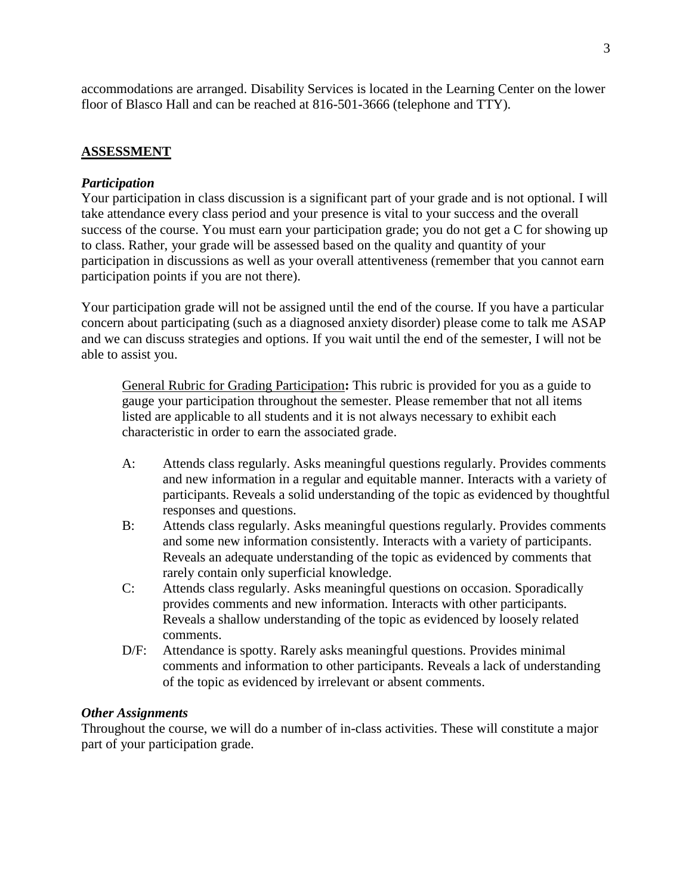accommodations are arranged. Disability Services is located in the Learning Center on the lower floor of Blasco Hall and can be reached at 816-501-3666 (telephone and TTY).

## ASSESSMENT

### *Participation*

Your participation in class discussion is a significant part of your grade and is not optional. I will take attendance every class period and your presence is vital to your success and the overall success of the course. You must earn your participation grade; you do not get a C for showing up to class. Rather, your grade will be assessed based on the quality and quantity of your participation in discussions as well as your overall attentiveness (remember that you cannot earn participation points if you are not there).

Your participation grade will not be assigned until the end of the course. If you have a particular concern about participating (such as a diagnosed anxiety disorder) please come to talk me ASAP and we can discuss strategies and options. If you wait until the end of the semester, I will not be able to assist you.

> General Rubric for Grading Participation**:** This rubric is provided for you as a guide to gauge your participation throughout the semester. Please remember that not all items listed are applicable to all students and it is not always necessary to exhibit each characteristic in order to earn the associated grade.
>
> - A: Attends class regularly. Asks meaningful questions regularly. Provides comments and new information in a regular and equitable manner. Interacts with a variety of participants. Reveals a solid understanding of the topic as evidenced by thoughtful responses and questions.
> - B: Attends class regularly. Asks meaningful questions regularly. Provides comments and some new information consistently. Interacts with a variety of participants. Reveals an adequate understanding of the topic as evidenced by comments that rarely contain only superficial knowledge.
> - C: Attends class regularly. Asks meaningful questions on occasion. Sporadically provides comments and new information. Interacts with other participants. Reveals a shallow understanding of the topic as evidenced by loosely related comments.
> - D/F: Attendance is spotty. Rarely asks meaningful questions. Provides minimal comments and information to other participants. Reveals a lack of understanding of the topic as evidenced by irrelevant or absent comments.

### *Other Assignments*

Throughout the course, we will do a number of in-class activities. These will constitute a major part of your participation grade.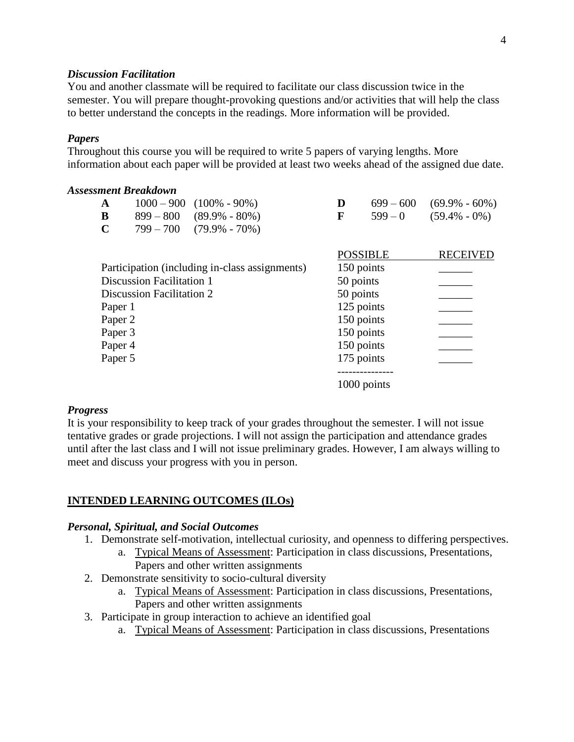### *Discussion Facilitation*

You and another classmate will be required to facilitate our class discussion twice in the semester. You will prepare thought-provoking questions and/or activities that will help the class to better understand the concepts in the readings. More information will be provided.

### *Papers*

Throughout this course you will be required to write 5 papers of varying lengths. More information about each paper will be provided at least two weeks ahead of the assigned due date.

### *Assessment Breakdown*

| Grade | Points | Percent |
|---|---|---|
| **A** | 1000 – 900 | (100% - 90%) |
| **B** | 899 – 800 | (89.9% - 80%) |
| **C** | 799 – 700 | (79.9% - 70%) |
| **D** | 699 – 600 | (69.9% - 60%) |
| **F** | 599 – 0 | (59.4% - 0%) |

| | POSSIBLE | RECEIVED |
|---|---|---|
| Participation (including in-class assignments) | 150 points | ______ |
| Discussion Facilitation 1 | 50 points | ______ |
| Discussion Facilitation 2 | 50 points | ______ |
| Paper 1 | 125 points | ______ |
| Paper 2 | 150 points | ______ |
| Paper 3 | 150 points | ______ |
| Paper 4 | 150 points | ______ |
| Paper 5 | 175 points | ______ |
| | 1000 points | |

### *Progress*

It is your responsibility to keep track of your grades throughout the semester. I will not issue tentative grades or grade projections. I will not assign the participation and attendance grades until after the last class and I will not issue preliminary grades. However, I am always willing to meet and discuss your progress with you in person.

## INTENDED LEARNING OUTCOMES (ILOs)

### *Personal, Spiritual, and Social Outcomes*

1. Demonstrate self-motivation, intellectual curiosity, and openness to differing perspectives.
   a. Typical Means of Assessment: Participation in class discussions, Presentations, Papers and other written assignments
2. Demonstrate sensitivity to socio-cultural diversity
   a. Typical Means of Assessment: Participation in class discussions, Presentations, Papers and other written assignments
3. Participate in group interaction to achieve an identified goal
   a. Typical Means of Assessment: Participation in class discussions, Presentations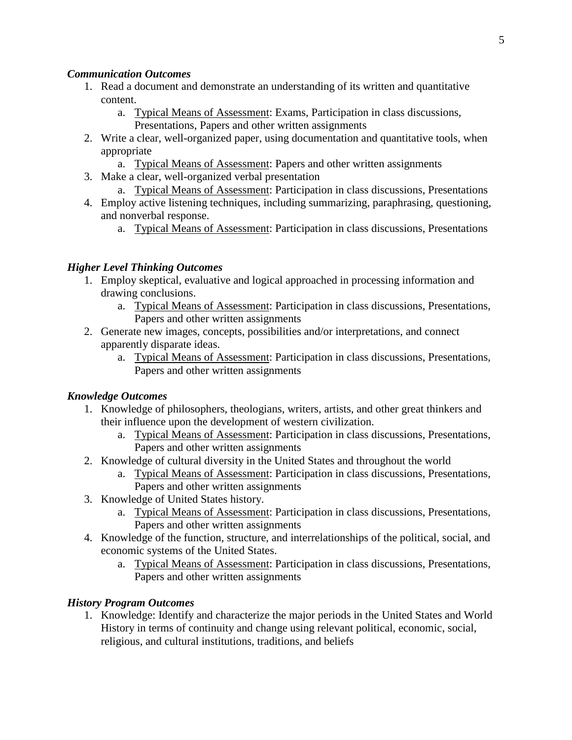***Communication Outcomes***

1. Read a document and demonstrate an understanding of its written and quantitative content.
    a. <u>Typical Means of Assessment</u>: Exams, Participation in class discussions, Presentations, Papers and other written assignments
2. Write a clear, well-organized paper, using documentation and quantitative tools, when appropriate
    a. <u>Typical Means of Assessment</u>: Papers and other written assignments
3. Make a clear, well-organized verbal presentation
    a. <u>Typical Means of Assessment</u>: Participation in class discussions, Presentations
4. Employ active listening techniques, including summarizing, paraphrasing, questioning, and nonverbal response.
    a. <u>Typical Means of Assessment</u>: Participation in class discussions, Presentations

***Higher Level Thinking Outcomes***

1. Employ skeptical, evaluative and logical approached in processing information and drawing conclusions.
    a. <u>Typical Means of Assessment</u>: Participation in class discussions, Presentations, Papers and other written assignments
2. Generate new images, concepts, possibilities and/or interpretations, and connect apparently disparate ideas.
    a. <u>Typical Means of Assessment</u>: Participation in class discussions, Presentations, Papers and other written assignments

***Knowledge Outcomes***

1. Knowledge of philosophers, theologians, writers, artists, and other great thinkers and their influence upon the development of western civilization.
    a. <u>Typical Means of Assessment</u>: Participation in class discussions, Presentations, Papers and other written assignments
2. Knowledge of cultural diversity in the United States and throughout the world
    a. <u>Typical Means of Assessment</u>: Participation in class discussions, Presentations, Papers and other written assignments
3. Knowledge of United States history.
    a. <u>Typical Means of Assessment</u>: Participation in class discussions, Presentations, Papers and other written assignments
4. Knowledge of the function, structure, and interrelationships of the political, social, and economic systems of the United States.
    a. <u>Typical Means of Assessment</u>: Participation in class discussions, Presentations, Papers and other written assignments

***History Program Outcomes***

1. Knowledge: Identify and characterize the major periods in the United States and World History in terms of continuity and change using relevant political, economic, social, religious, and cultural institutions, traditions, and beliefs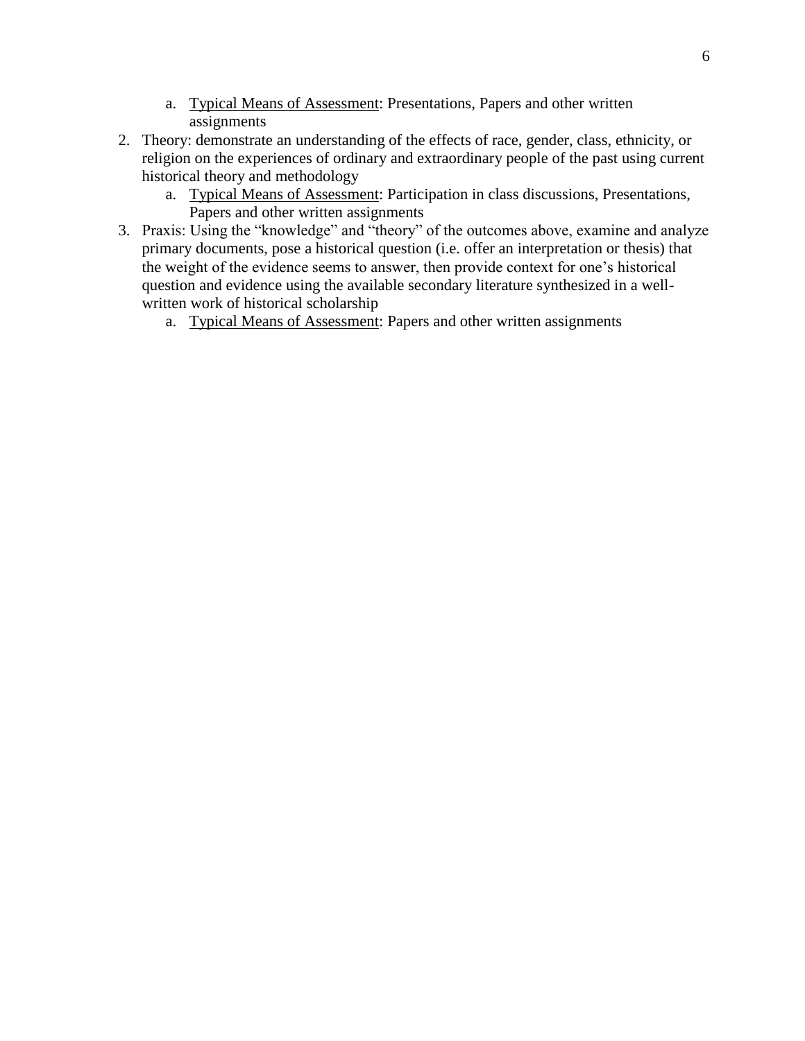a. <u>Typical Means of Assessment</u>: Presentations, Papers and other written assignments

2. Theory: demonstrate an understanding of the effects of race, gender, class, ethnicity, or religion on the experiences of ordinary and extraordinary people of the past using current historical theory and methodology
    a. <u>Typical Means of Assessment</u>: Participation in class discussions, Presentations, Papers and other written assignments
3. Praxis: Using the "knowledge" and "theory" of the outcomes above, examine and analyze primary documents, pose a historical question (i.e. offer an interpretation or thesis) that the weight of the evidence seems to answer, then provide context for one's historical question and evidence using the available secondary literature synthesized in a well-written work of historical scholarship
    a. <u>Typical Means of Assessment</u>: Papers and other written assignments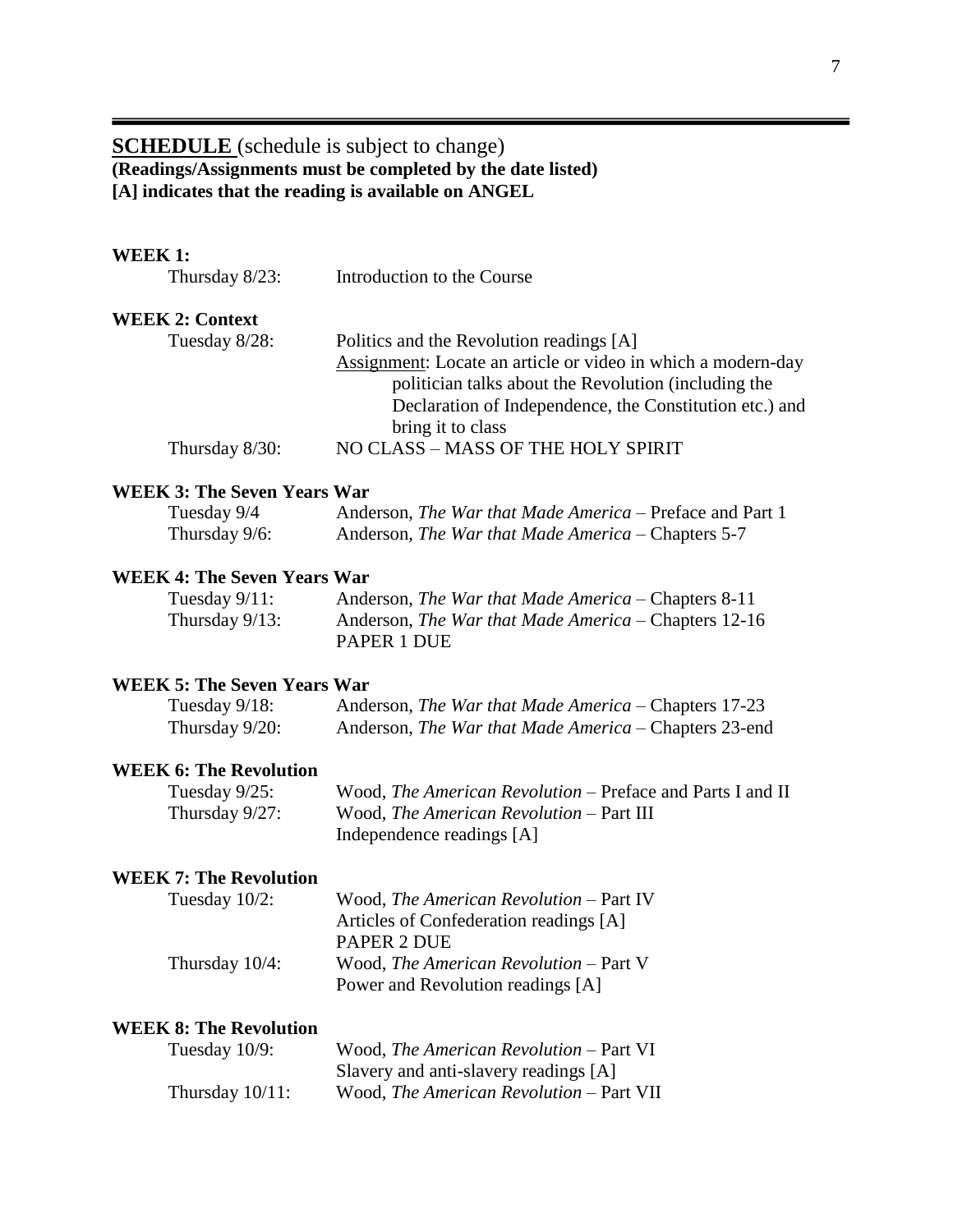## **SCHEDULE** (schedule is subject to change)

**(Readings/Assignments must be completed by the date listed)**
**[A] indicates that the reading is available on ANGEL**

**WEEK 1:**

Thursday 8/23: Introduction to the Course

**WEEK 2: Context**

Tuesday 8/28: Politics and the Revolution readings [A]
<u>Assignment</u>: Locate an article or video in which a modern-day politician talks about the Revolution (including the Declaration of Independence, the Constitution etc.) and bring it to class

Thursday 8/30: NO CLASS – MASS OF THE HOLY SPIRIT

**WEEK 3: The Seven Years War**

Tuesday 9/4: Anderson, *The War that Made America* – Preface and Part 1

Thursday 9/6: Anderson, *The War that Made America* – Chapters 5-7

**WEEK 4: The Seven Years War**

Tuesday 9/11: Anderson, *The War that Made America* – Chapters 8-11

Thursday 9/13: Anderson, *The War that Made America* – Chapters 12-16
PAPER 1 DUE

**WEEK 5: The Seven Years War**

Tuesday 9/18: Anderson, *The War that Made America* – Chapters 17-23

Thursday 9/20: Anderson, *The War that Made America* – Chapters 23-end

**WEEK 6: The Revolution**

Tuesday 9/25: Wood, *The American Revolution* – Preface and Parts I and II

Thursday 9/27: Wood, *The American Revolution* – Part III
Independence readings [A]

**WEEK 7: The Revolution**

Tuesday 10/2: Wood, *The American Revolution* – Part IV
Articles of Confederation readings [A]
PAPER 2 DUE

Thursday 10/4: Wood, *The American Revolution* – Part V
Power and Revolution readings [A]

**WEEK 8: The Revolution**

Tuesday 10/9: Wood, *The American Revolution* – Part VI
Slavery and anti-slavery readings [A]

Thursday 10/11: Wood, *The American Revolution* – Part VII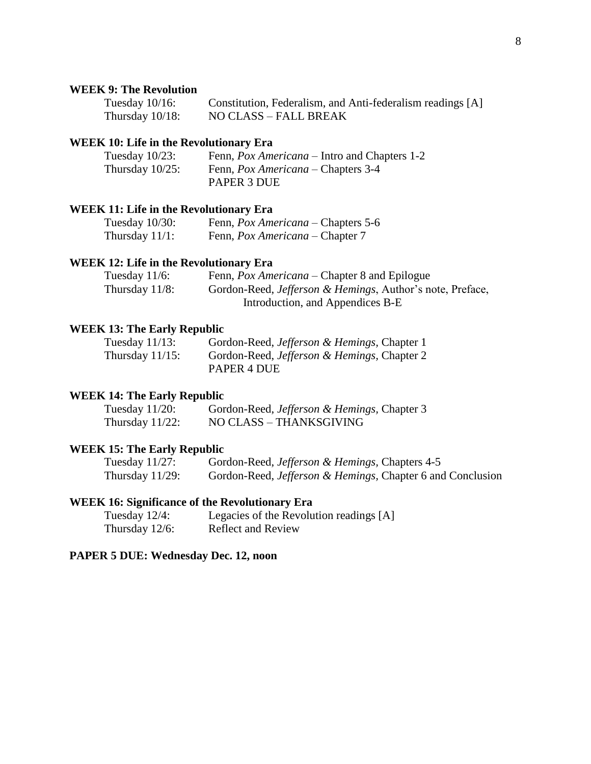**WEEK 9: The Revolution**

| | |
|---|---|
| Tuesday 10/16: | Constitution, Federalism, and Anti-federalism readings [A] |
| Thursday 10/18: | NO CLASS – FALL BREAK |

**WEEK 10: Life in the Revolutionary Era**

| | |
|---|---|
| Tuesday 10/23: | Fenn, *Pox Americana* – Intro and Chapters 1-2 |
| Thursday 10/25: | Fenn, *Pox Americana* – Chapters 3-4<br>PAPER 3 DUE |

**WEEK 11: Life in the Revolutionary Era**

| | |
|---|---|
| Tuesday 10/30: | Fenn, *Pox Americana* – Chapters 5-6 |
| Thursday 11/1: | Fenn, *Pox Americana* – Chapter 7 |

**WEEK 12: Life in the Revolutionary Era**

| | |
|---|---|
| Tuesday 11/6: | Fenn, *Pox Americana* – Chapter 8 and Epilogue |
| Thursday 11/8: | Gordon-Reed, *Jefferson & Hemings*, Author's note, Preface, Introduction, and Appendices B-E |

**WEEK 13: The Early Republic**

| | |
|---|---|
| Tuesday 11/13: | Gordon-Reed, *Jefferson & Hemings*, Chapter 1 |
| Thursday 11/15: | Gordon-Reed, *Jefferson & Hemings*, Chapter 2<br>PAPER 4 DUE |

**WEEK 14: The Early Republic**

| | |
|---|---|
| Tuesday 11/20: | Gordon-Reed, *Jefferson & Hemings*, Chapter 3 |
| Thursday 11/22: | NO CLASS – THANKSGIVING |

**WEEK 15: The Early Republic**

| | |
|---|---|
| Tuesday 11/27: | Gordon-Reed, *Jefferson & Hemings*, Chapters 4-5 |
| Thursday 11/29: | Gordon-Reed, *Jefferson & Hemings*, Chapter 6 and Conclusion |

**WEEK 16: Significance of the Revolutionary Era**

| | |
|---|---|
| Tuesday 12/4: | Legacies of the Revolution readings [A] |
| Thursday 12/6: | Reflect and Review |

**PAPER 5 DUE: Wednesday Dec. 12, noon**